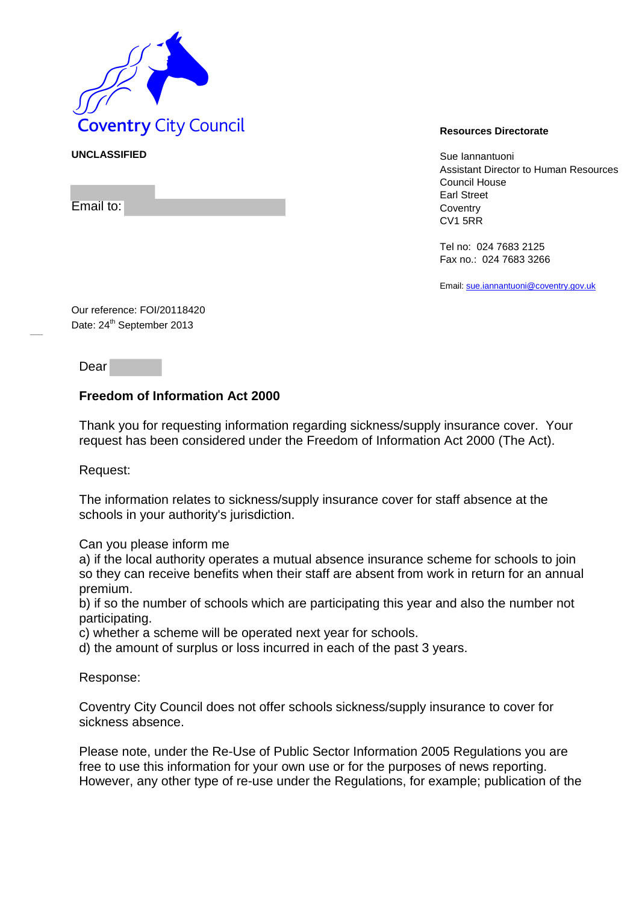Coventry City Council

**UNCLASSIFIED**

Email to:

**Resources Directorate**

Sue Iannantuoni
Assistant Director to Human Resources
Council House
Earl Street
Coventry
CV1 5RR

Tel no: 024 7683 2125
Fax no.: 024 7683 3266

Email: sue.iannantuoni@coventry.gov.uk

Our reference: FOI/20118420
Date: 24th September 2013

Dear

**Freedom of Information Act 2000**

Thank you for requesting information regarding sickness/supply insurance cover. Your request has been considered under the Freedom of Information Act 2000 (The Act).

Request:

The information relates to sickness/supply insurance cover for staff absence at the schools in your authority's jurisdiction.

Can you please inform me
a) if the local authority operates a mutual absence insurance scheme for schools to join so they can receive benefits when their staff are absent from work in return for an annual premium.
b) if so the number of schools which are participating this year and also the number not participating.
c) whether a scheme will be operated next year for schools.
d) the amount of surplus or loss incurred in each of the past 3 years.

Response:

Coventry City Council does not offer schools sickness/supply insurance to cover for sickness absence.

Please note, under the Re-Use of Public Sector Information 2005 Regulations you are free to use this information for your own use or for the purposes of news reporting. However, any other type of re-use under the Regulations, for example; publication of the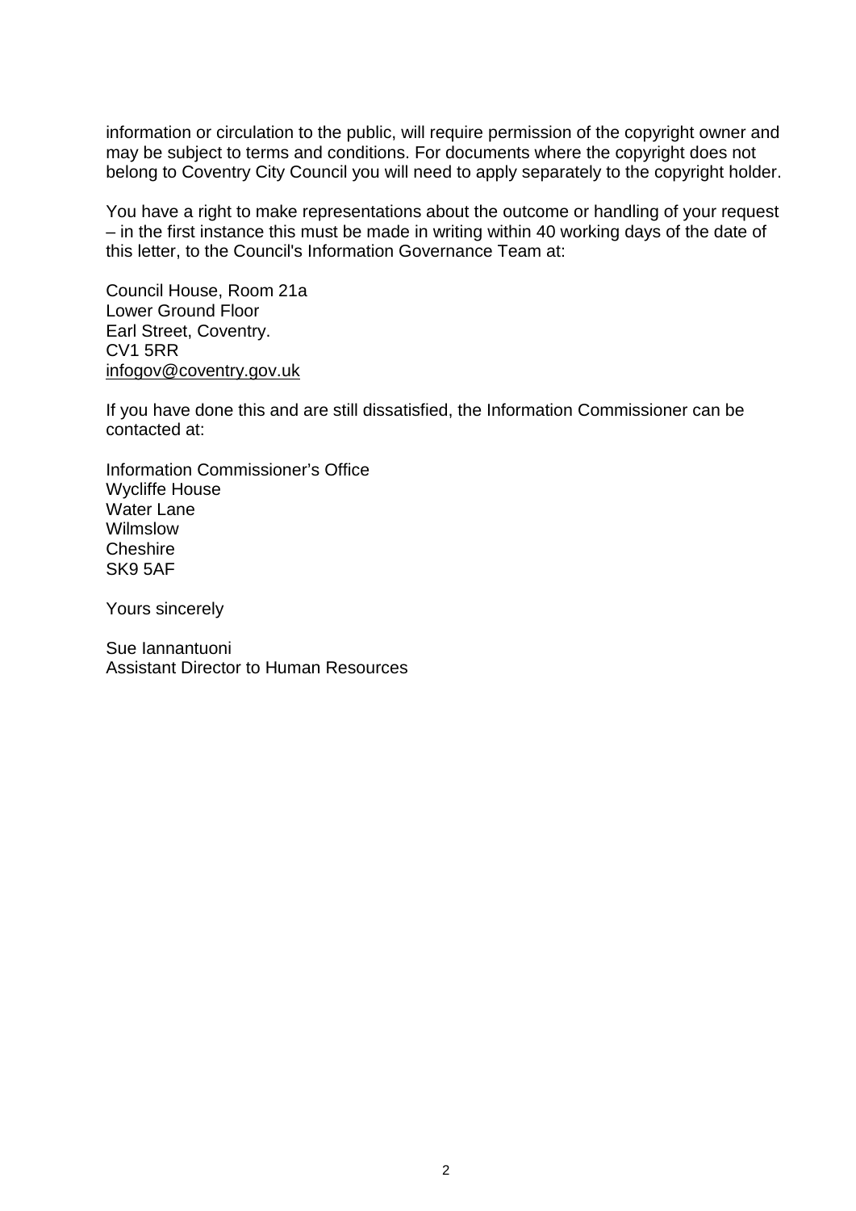information or circulation to the public, will require permission of the copyright owner and may be subject to terms and conditions. For documents where the copyright does not belong to Coventry City Council you will need to apply separately to the copyright holder.

You have a right to make representations about the outcome or handling of your request – in the first instance this must be made in writing within 40 working days of the date of this letter, to the Council's Information Governance Team at:

Council House, Room 21a
Lower Ground Floor
Earl Street, Coventry.
CV1 5RR
infogov@coventry.gov.uk

If you have done this and are still dissatisfied, the Information Commissioner can be contacted at:

Information Commissioner's Office
Wycliffe House
Water Lane
Wilmslow
Cheshire
SK9 5AF

Yours sincerely

Sue Iannantuoni
Assistant Director to Human Resources